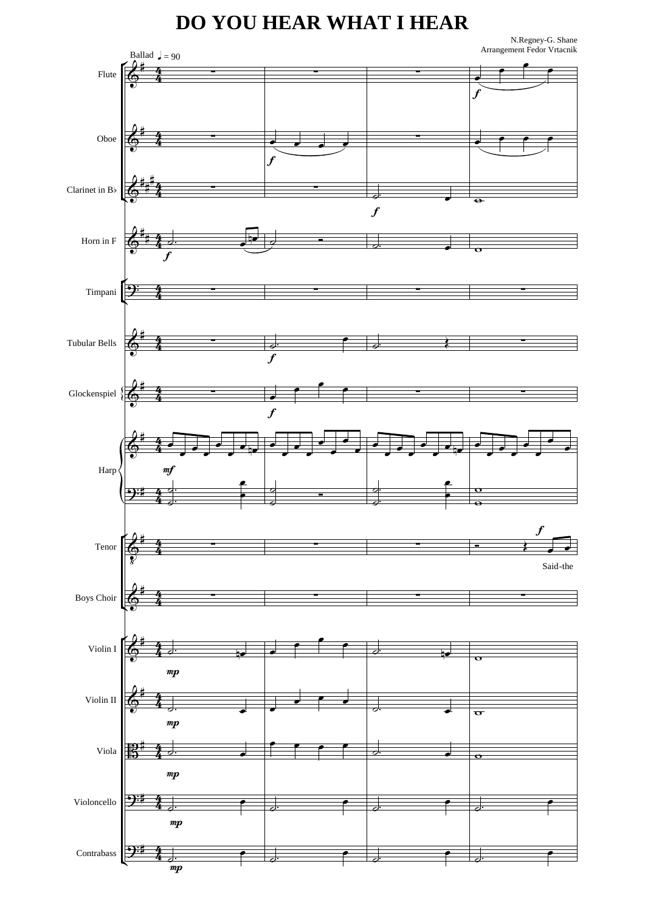# DO YOU HEAR WHAT I HEAR

N.Regney-G. Shane
Arrangement Fedor Vrtacnik

Ballad ♩ = 90

Flute

Oboe

Clarinet in B♭

Horn in F

Timpani

Tubular Bells

Glockenspiel

Harp

Tenor

Said-the

Boys Choir

Violin I

Violin II

Viola

Violoncello

Contrabass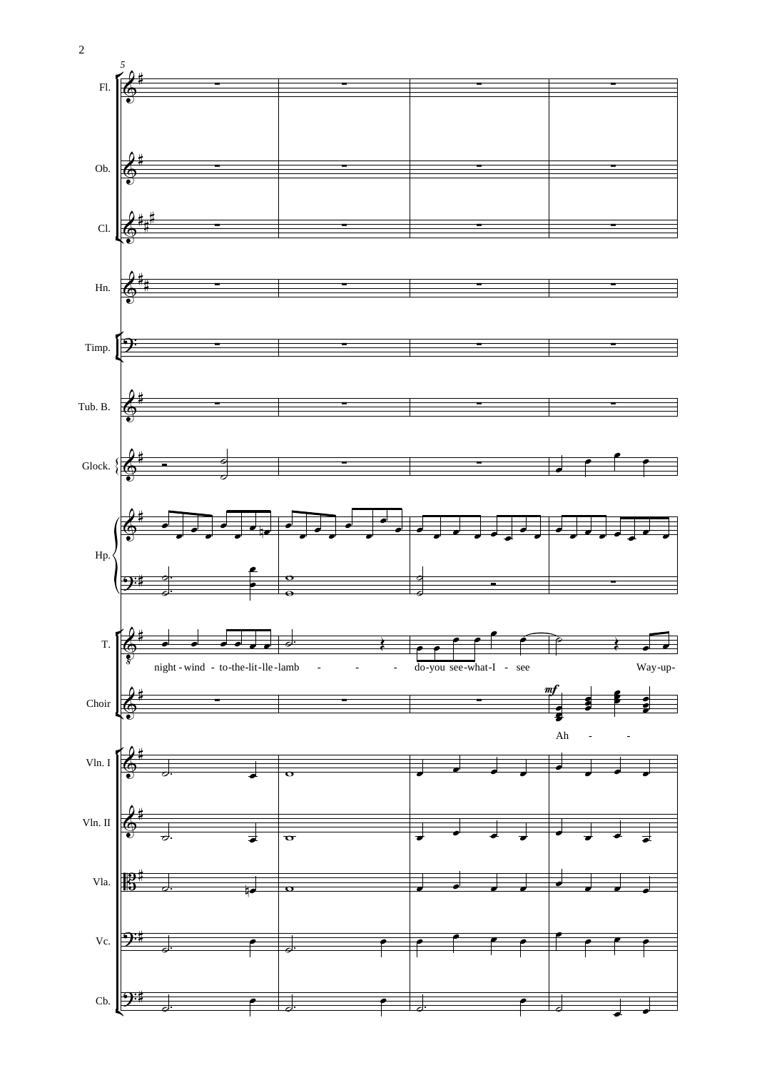night - wind - to-the-lit-lle-lamb - - - do-you see-what-I - see Way-up-

*mf*

Ah - -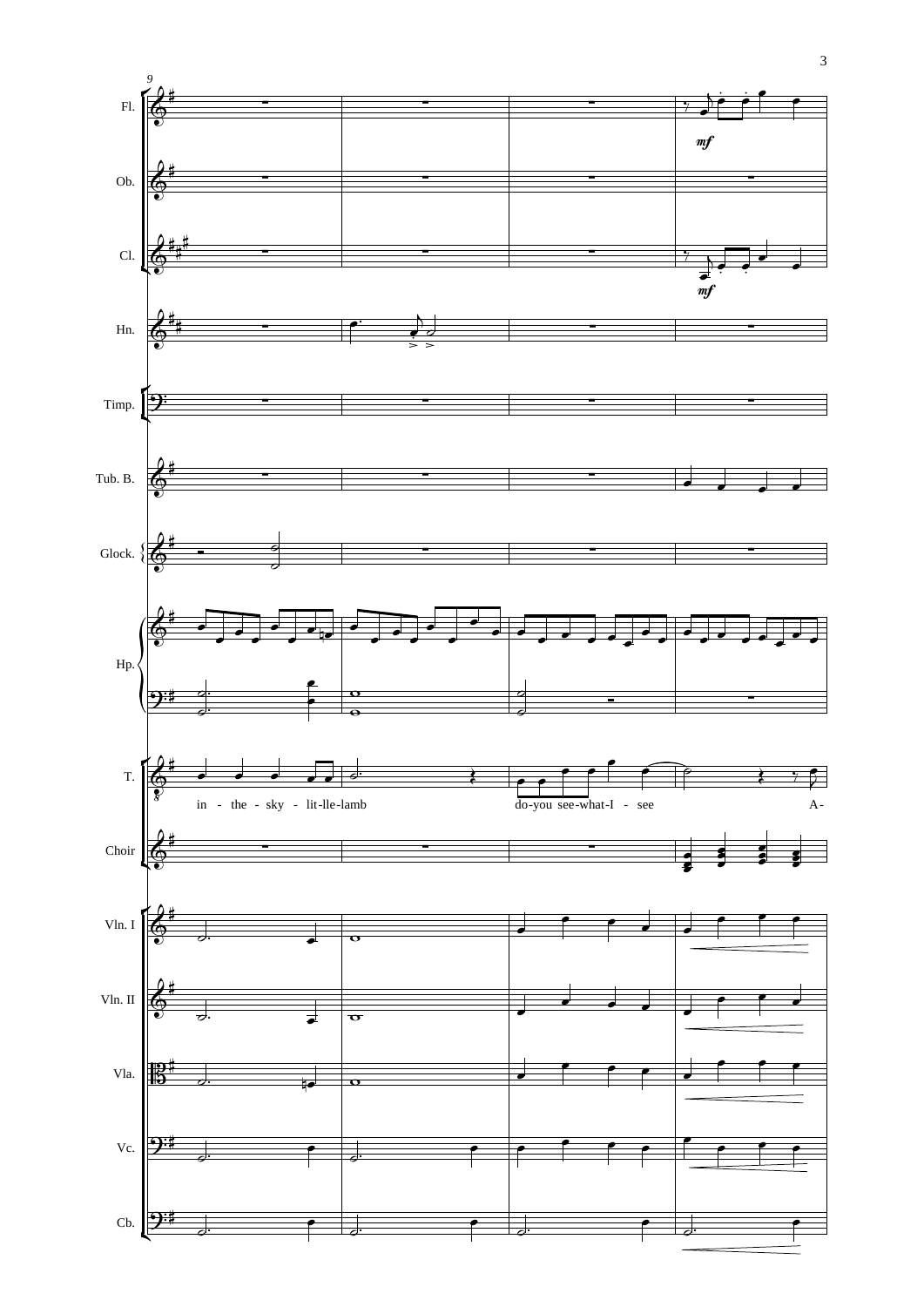in - the - sky - lit-lle-lamb

do-you see-what-I - see

A-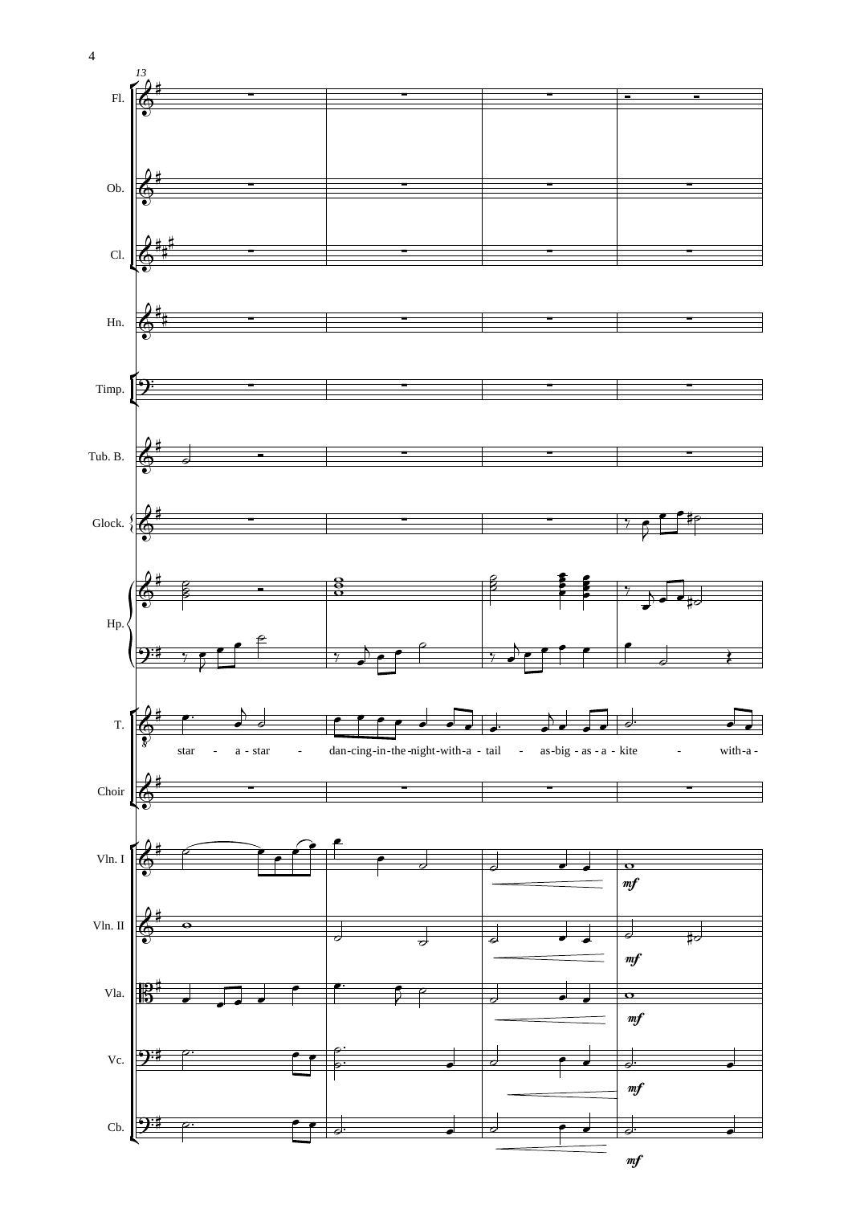13

Fl.

Ob.

Cl.

Hn.

Timp.

Tub. B.

Glock.

Hp.

T.

star - a - star - dan-cing-in-the-night-with-a - tail - as-big - as - a - kite - with-a -

Choir

Vln. I

*mf*

Vln. II

*mf*

Vla.

*mf*

Vc.

*mf*

Cb.

*mf*